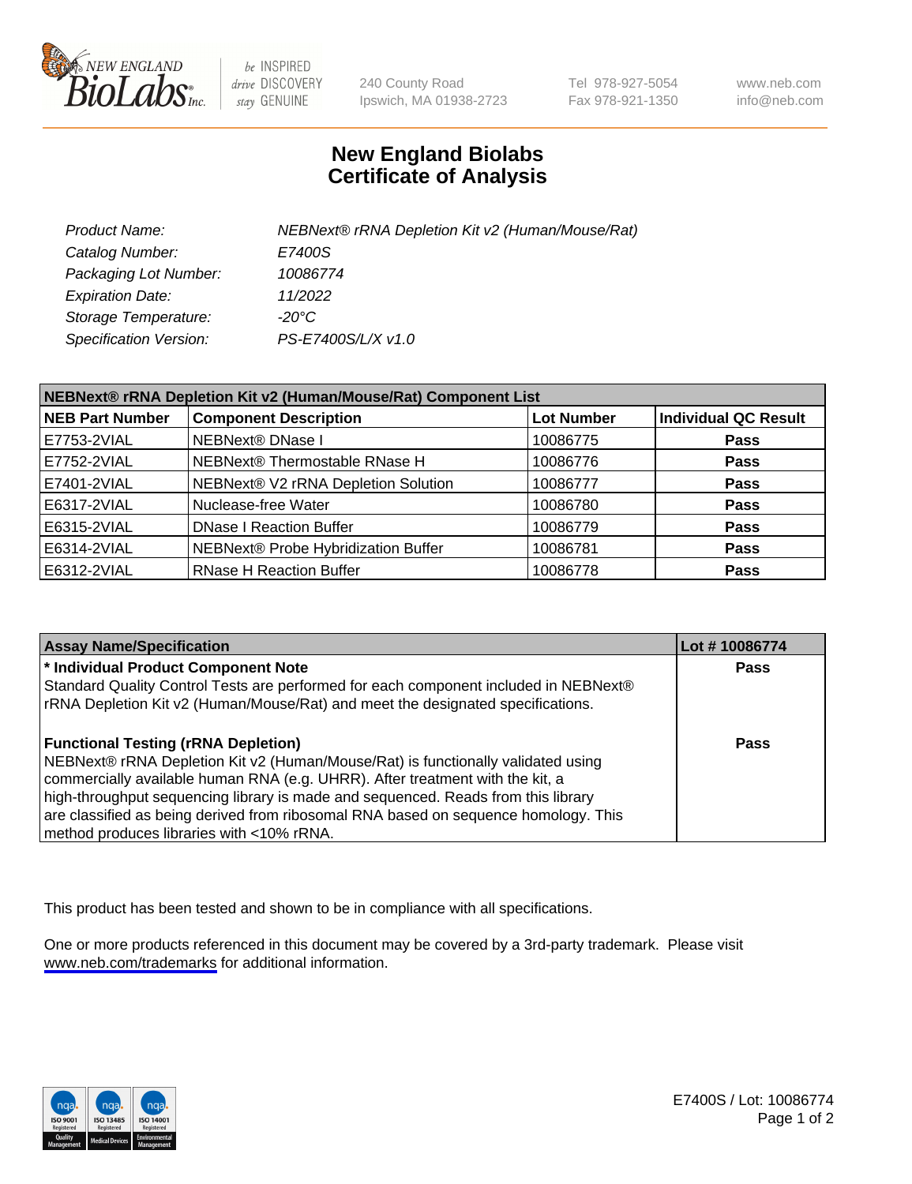# New England Biolabs
# Certificate of Analysis

| | |
|---|---|
| *Product Name:* | *NEBNext® rRNA Depletion Kit v2 (Human/Mouse/Rat)* |
| *Catalog Number:* | *E7400S* |
| *Packaging Lot Number:* | *10086774* |
| *Expiration Date:* | *11/2022* |
| *Storage Temperature:* | *-20°C* |
| *Specification Version:* | *PS-E7400S/L/X v1.0* |

**NEBNext® rRNA Depletion Kit v2 (Human/Mouse/Rat) Component List**

| NEB Part Number | Component Description | Lot Number | Individual QC Result |
|---|---|---|---|
| E7753-2VIAL | NEBNext® DNase I | 10086775 | **Pass** |
| E7752-2VIAL | NEBNext® Thermostable RNase H | 10086776 | **Pass** |
| E7401-2VIAL | NEBNext® V2 rRNA Depletion Solution | 10086777 | **Pass** |
| E6317-2VIAL | Nuclease-free Water | 10086780 | **Pass** |
| E6315-2VIAL | DNase I Reaction Buffer | 10086779 | **Pass** |
| E6314-2VIAL | NEBNext® Probe Hybridization Buffer | 10086781 | **Pass** |
| E6312-2VIAL | RNase H Reaction Buffer | 10086778 | **Pass** |

| Assay Name/Specification | Lot # 10086774 |
|---|---|
| **\* Individual Product Component Note**<br>Standard Quality Control Tests are performed for each component included in NEBNext® rRNA Depletion Kit v2 (Human/Mouse/Rat) and meet the designated specifications. | **Pass** |
| **Functional Testing (rRNA Depletion)**<br>NEBNext® rRNA Depletion Kit v2 (Human/Mouse/Rat) is functionally validated using commercially available human RNA (e.g. UHRR). After treatment with the kit, a high-throughput sequencing library is made and sequenced. Reads from this library are classified as being derived from ribosomal RNA based on sequence homology. This method produces libraries with <10% rRNA. | **Pass** |

This product has been tested and shown to be in compliance with all specifications.

One or more products referenced in this document may be covered by a 3rd-party trademark. Please visit www.neb.com/trademarks for additional information.

E7400S / Lot: 10086774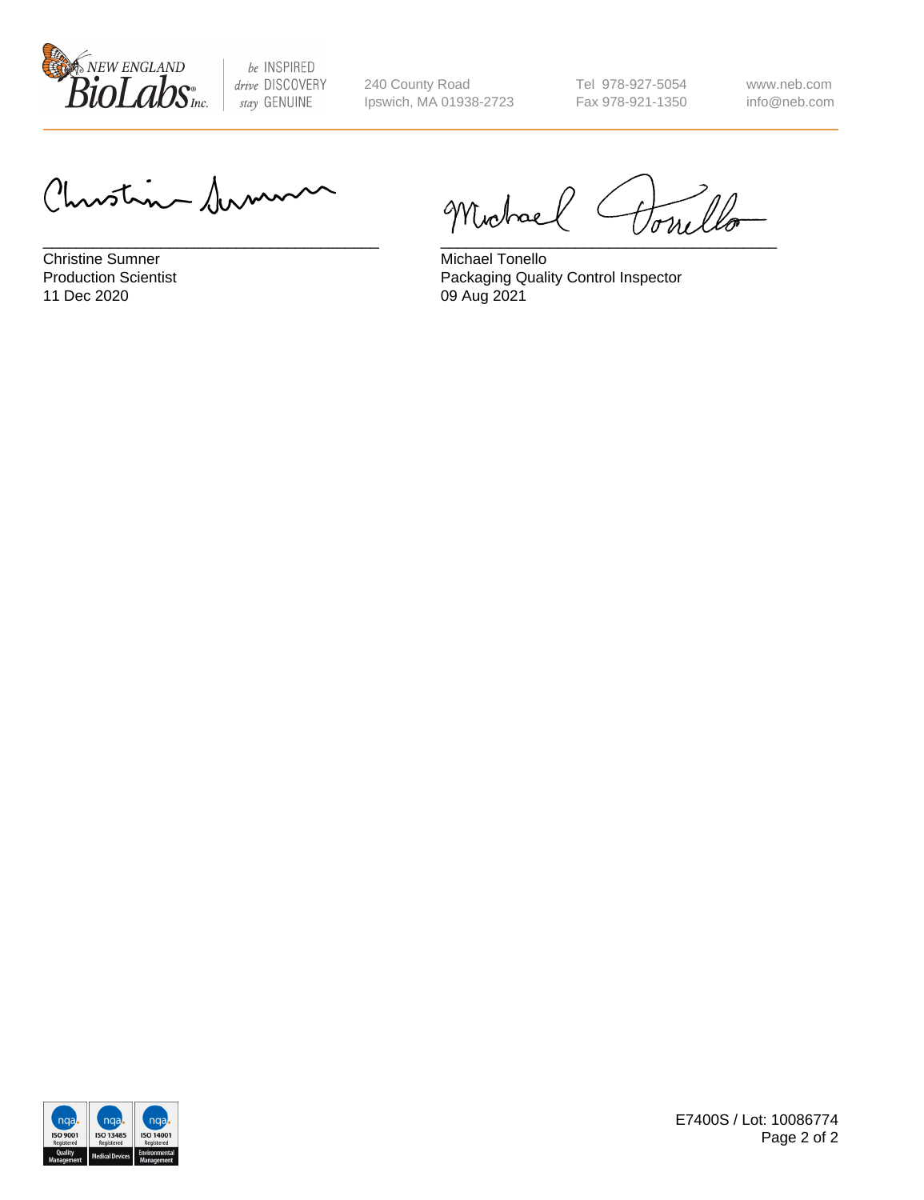Christine Sumner
Production Scientist
11 Dec 2020

Michael Tonello
Packaging Quality Control Inspector
09 Aug 2021

E7400S / Lot: 10086774